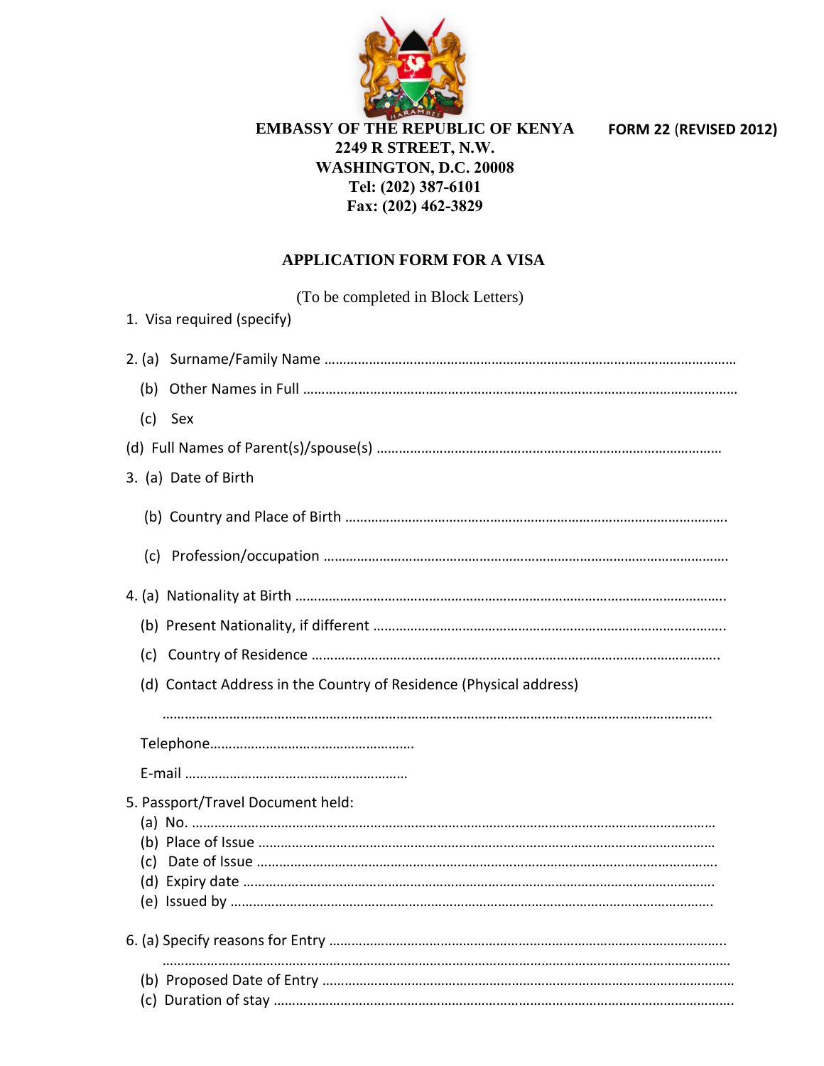**EMBASSY OF THE REPUBLIC OF KENYA** **FORM 22 (REVISED 2012)**

**2249 R STREET, N.W.**
**WASHINGTON, D.C. 20008**
**Tel: (202) 387-6101**
**Fax: (202) 462-3829**

## APPLICATION FORM FOR A VISA

(To be completed in Block Letters)

1. Visa required (specify)

2. (a) Surname/Family Name ……………………………………………………………………………………………………

   (b) Other Names in Full ……………………………………………………………………………………………………

   (c) Sex

(d) Full Names of Parent(s)/spouse(s) …………………………………………………………………………………

3. (a) Date of Birth

   (b) Country and Place of Birth …………………………………………………………………………………………

   (c) Profession/occupation ……………………………………………………………………………………………

4. (a) Nationality at Birth ……………………………………………………………………………………………………

   (b) Present Nationality, if different ………………………………………………………………………………

   (c) Country of Residence ……………………………………………………………………………………………

   (d) Contact Address in the Country of Residence (Physical address)

   ……………………………………………………………………………………………………………………………

   Telephone………………………………………………

   E-mail …………………………………………………

5. Passport/Travel Document held:
   (a) No. ……………………………………………………………………………………………………………………
   (b) Place of Issue …………………………………………………………………………………………………………
   (c) Date of Issue …………………………………………………………………………………………………………
   (d) Expiry date ……………………………………………………………………………………………………………
   (e) Issued by ………………………………………………………………………………………………………………

6. (a) Specify reasons for Entry ……………………………………………………………………………………………
   ……………………………………………………………………………………………………………………………
   (b) Proposed Date of Entry ………………………………………………………………………………………………
   (c) Duration of stay ……………………………………………………………………………………………………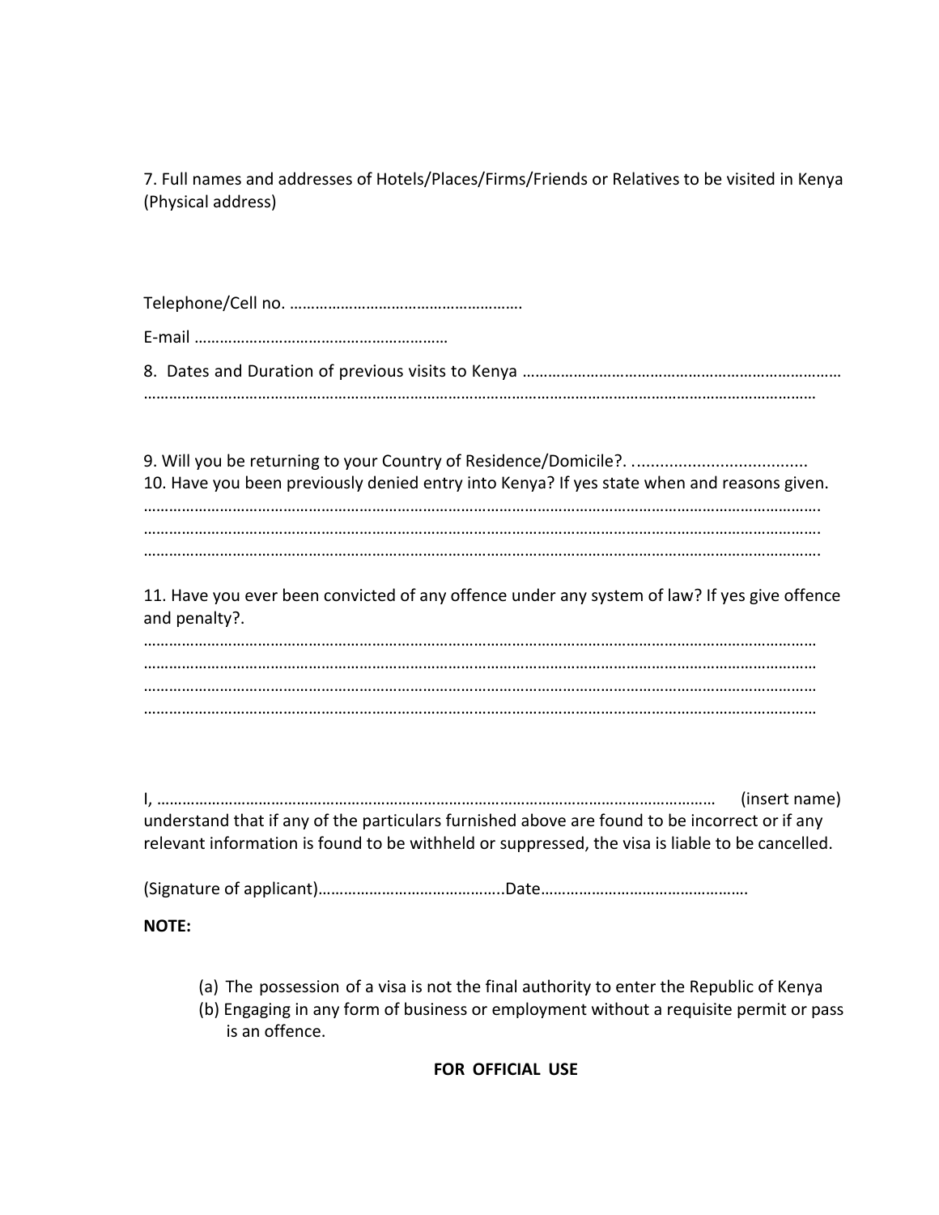7. Full names and addresses of Hotels/Places/Firms/Friends or Relatives to be visited in Kenya (Physical address)

Telephone/Cell no. ……………………………………………….

E-mail ……………………………………………………

8. Dates and Duration of previous visits to Kenya …………………………………………………………………
…………………………………………………………………………………………………………………………………………

9. Will you be returning to your Country of Residence/Domicile?. ......................................

10. Have you been previously denied entry into Kenya? If yes state when and reasons given.
………………………………………………………………………………………………………………………………………….
………………………………………………………………………………………………………………………………………….
………………………………………………………………………………………………………………………………………….

11. Have you ever been convicted of any offence under any system of law? If yes give offence and penalty?.
…………………………………………………………………………………………………………………………………………
…………………………………………………………………………………………………………………………………………
…………………………………………………………………………………………………………………………………………
…………………………………………………………………………………………………………………………………………

I, …………………………………………………………………………………………………………………… (insert name) understand that if any of the particulars furnished above are found to be incorrect or if any relevant information is found to be withheld or suppressed, the visa is liable to be cancelled.

(Signature of applicant)……………………………………..Date………………………………………….

**NOTE:**

(a) The possession of a visa is not the final authority to enter the Republic of Kenya
(b) Engaging in any form of business or employment without a requisite permit or pass is an offence.

**FOR OFFICIAL USE**